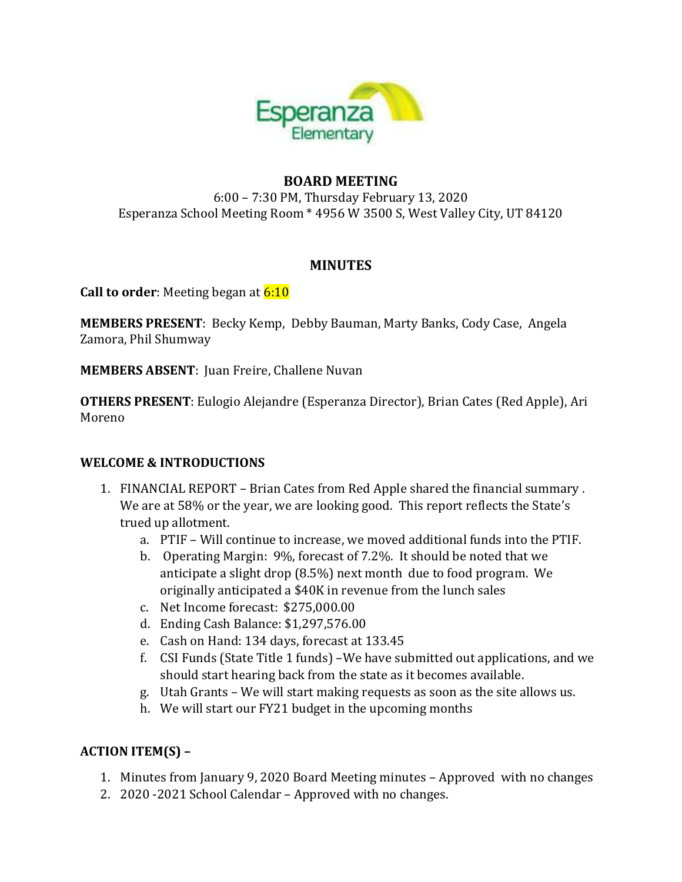# BOARD MEETING

6:00 – 7:30 PM, Thursday February 13, 2020
Esperanza School Meeting Room * 4956 W 3500 S, West Valley City, UT 84120

## MINUTES

**Call to order**: Meeting began at 6:10

**MEMBERS PRESENT**: Becky Kemp, Debby Bauman, Marty Banks, Cody Case, Angela Zamora, Phil Shumway

**MEMBERS ABSENT**: Juan Freire, Challene Nuvan

**OTHERS PRESENT**: Eulogio Alejandre (Esperanza Director), Brian Cates (Red Apple), Ari Moreno

**WELCOME & INTRODUCTIONS**

1. FINANCIAL REPORT – Brian Cates from Red Apple shared the financial summary . We are at 58% or the year, we are looking good. This report reflects the State's trued up allotment.
   a. PTIF – Will continue to increase, we moved additional funds into the PTIF.
   b. Operating Margin: 9%, forecast of 7.2%. It should be noted that we anticipate a slight drop (8.5%) next month due to food program. We originally anticipated a $40K in revenue from the lunch sales
   c. Net Income forecast: $275,000.00
   d. Ending Cash Balance: $1,297,576.00
   e. Cash on Hand: 134 days, forecast at 133.45
   f. CSI Funds (State Title 1 funds) –We have submitted out applications, and we should start hearing back from the state as it becomes available.
   g. Utah Grants – We will start making requests as soon as the site allows us.
   h. We will start our FY21 budget in the upcoming months

**ACTION ITEM(S) –**

1. Minutes from January 9, 2020 Board Meeting minutes – Approved with no changes
2. 2020 -2021 School Calendar – Approved with no changes.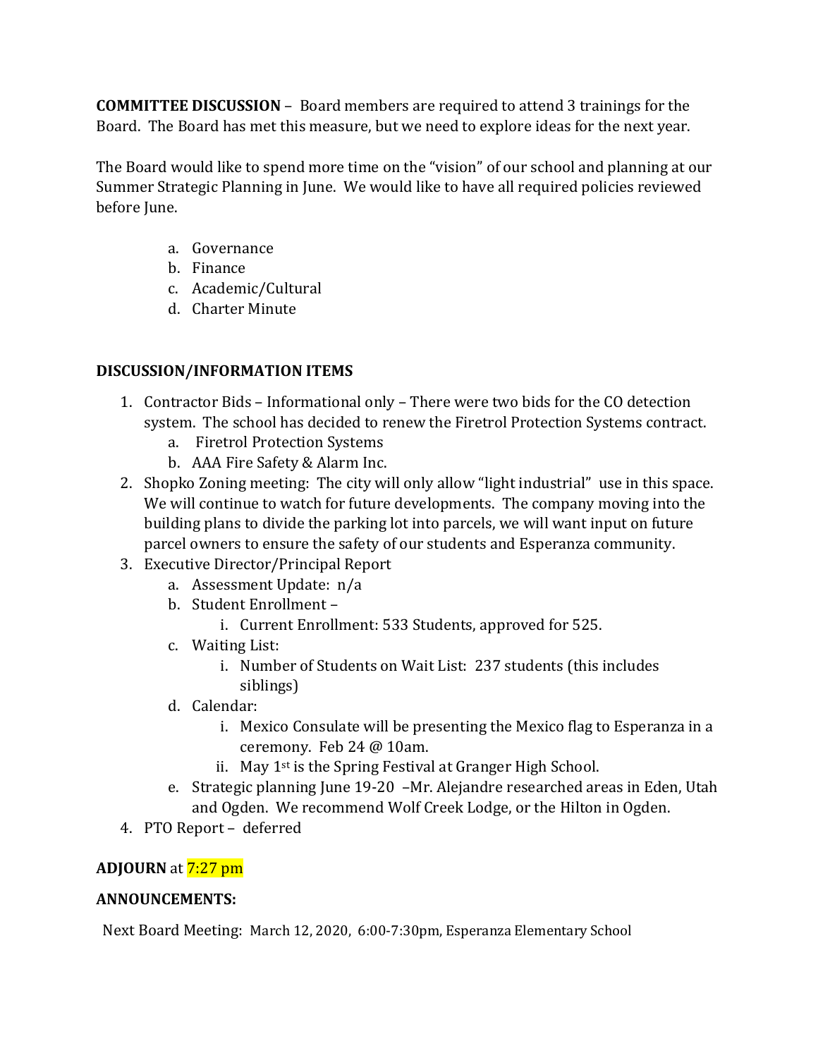**COMMITTEE DISCUSSION** – Board members are required to attend 3 trainings for the Board. The Board has met this measure, but we need to explore ideas for the next year.

The Board would like to spend more time on the "vision" of our school and planning at our Summer Strategic Planning in June. We would like to have all required policies reviewed before June.

a. Governance
b. Finance
c. Academic/Cultural
d. Charter Minute

**DISCUSSION/INFORMATION ITEMS**

1. Contractor Bids – Informational only – There were two bids for the CO detection system. The school has decided to renew the Firetrol Protection Systems contract.
   a. Firetrol Protection Systems
   b. AAA Fire Safety & Alarm Inc.
2. Shopko Zoning meeting: The city will only allow "light industrial" use in this space. We will continue to watch for future developments. The company moving into the building plans to divide the parking lot into parcels, we will want input on future parcel owners to ensure the safety of our students and Esperanza community.
3. Executive Director/Principal Report
   a. Assessment Update: n/a
   b. Student Enrollment –
      i. Current Enrollment: 533 Students, approved for 525.
   c. Waiting List:
      i. Number of Students on Wait List: 237 students (this includes siblings)
   d. Calendar:
      i. Mexico Consulate will be presenting the Mexico flag to Esperanza in a ceremony. Feb 24 @ 10am.
      ii. May 1st is the Spring Festival at Granger High School.
   e. Strategic planning June 19-20 –Mr. Alejandre researched areas in Eden, Utah and Ogden. We recommend Wolf Creek Lodge, or the Hilton in Ogden.
4. PTO Report – deferred

**ADJOURN** at 7:27 pm

**ANNOUNCEMENTS:**

Next Board Meeting: March 12, 2020, 6:00-7:30pm, Esperanza Elementary School